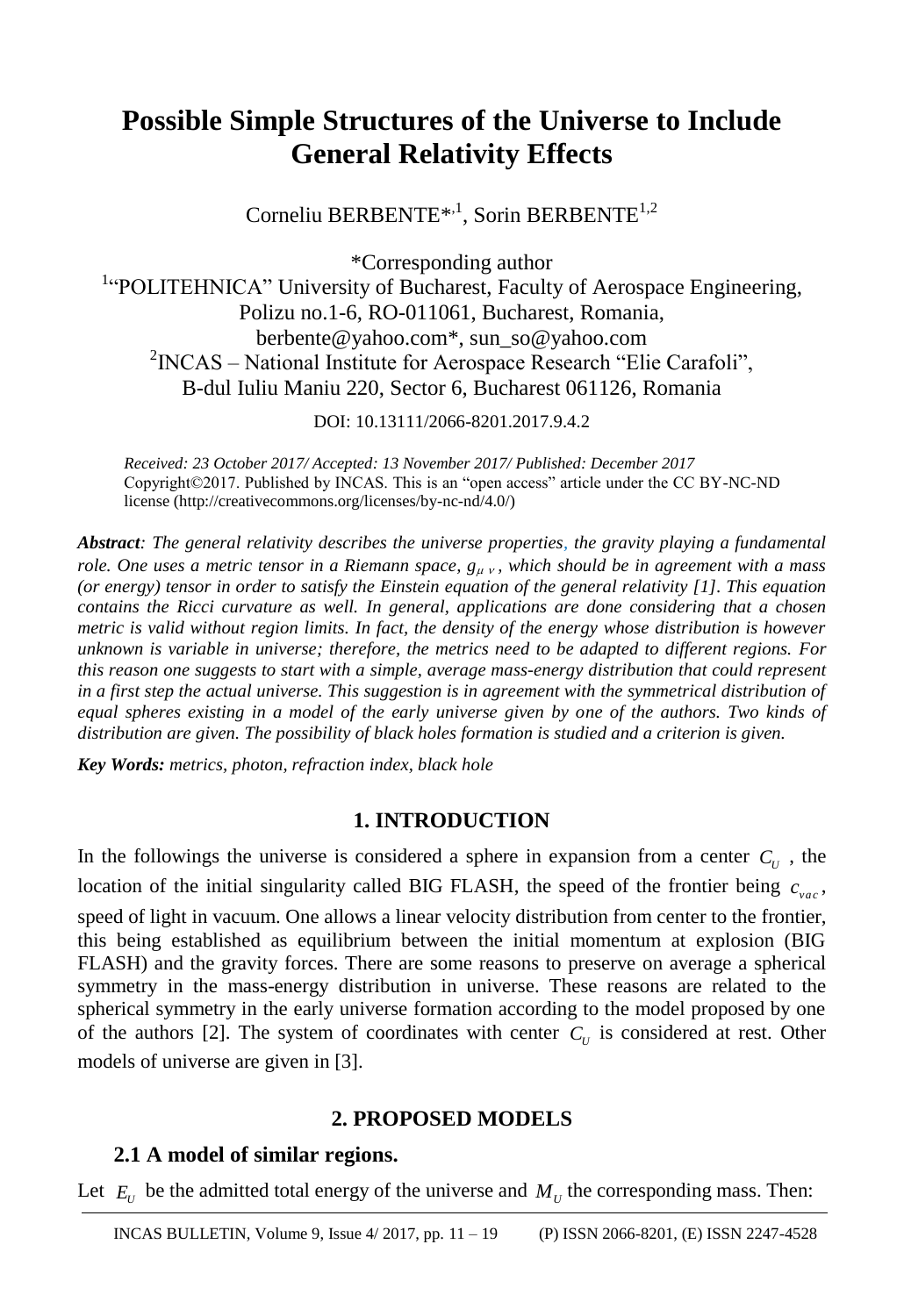# Possible Simple Structures of the Universe to Include General Relativity Effects

Corneliu BERBENTE*[,1], Sorin BERBENTE[1,2]

*Corresponding author
[1]"POLITEHNICA" University of Bucharest, Faculty of Aerospace Engineering,
Polizu no.1-6, RO-011061, Bucharest, Romania,
berbente@yahoo.com*, sun_so@yahoo.com
[2]INCAS – National Institute for Aerospace Research "Elie Carafoli",
B-dul Iuliu Maniu 220, Sector 6, Bucharest 061126, Romania

DOI: 10.13111/2066-8201.2017.9.4.2

*Received: 23 October 2017/ Accepted: 13 November 2017/ Published: December 2017*
Copyright©2017. Published by INCAS. This is an "open access" article under the CC BY-NC-ND license (http://creativecommons.org/licenses/by-nc-nd/4.0/)

***Abstract**: The general relativity describes the universe properties, the gravity playing a fundamental role. One uses a metric tensor in a Riemann space, $g_{\mu\nu}$, which should be in agreement with a mass (or energy) tensor in order to satisfy the Einstein equation of the general relativity [1]. This equation contains the Ricci curvature as well. In general, applications are done considering that a chosen metric is valid without region limits. In fact, the density of the energy whose distribution is however unknown is variable in universe; therefore, the metrics need to be adapted to different regions. For this reason one suggests to start with a simple, average mass-energy distribution that could represent in a first step the actual universe. This suggestion is in agreement with the symmetrical distribution of equal spheres existing in a model of the early universe given by one of the authors. Two kinds of distribution are given. The possibility of black holes formation is studied and a criterion is given.*

***Key Words:** metrics, photon, refraction index, black hole*

## 1. INTRODUCTION

In the followings the universe is considered a sphere in expansion from a center $C_U$, the location of the initial singularity called BIG FLASH, the speed of the frontier being $c_{vac}$, speed of light in vacuum. One allows a linear velocity distribution from center to the frontier, this being established as equilibrium between the initial momentum at explosion (BIG FLASH) and the gravity forces. There are some reasons to preserve on average a spherical symmetry in the mass-energy distribution in universe. These reasons are related to the spherical symmetry in the early universe formation according to the model proposed by one of the authors [2]. The system of coordinates with center $C_U$ is considered at rest. Other models of universe are given in [3].

## 2. PROPOSED MODELS

### 2.1 A model of similar regions.

Let $E_U$ be the admitted total energy of the universe and $M_U$ the corresponding mass. Then: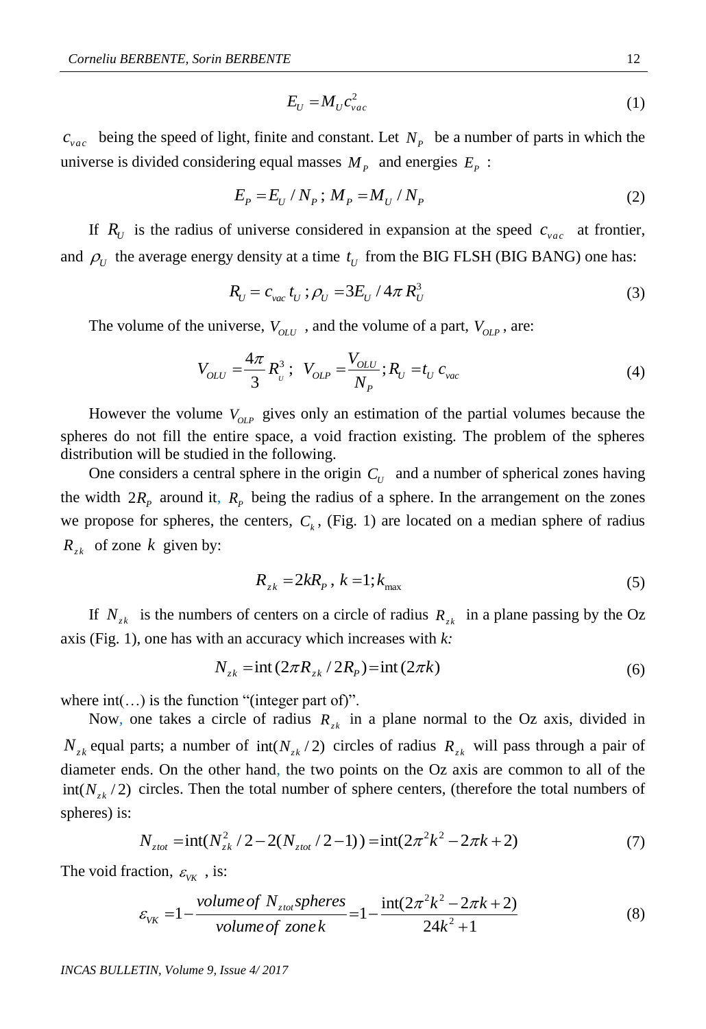$$E_U = M_U c_{vac}^2 \tag{1}$$

$c_{vac}$ being the speed of light, finite and constant. Let $N_P$ be a number of parts in which the universe is divided considering equal masses $M_P$ and energies $E_P$ :

$$E_P = E_U / N_P \, ; \, M_P = M_U / N_P \tag{2}$$

If $R_U$ is the radius of universe considered in expansion at the speed $c_{vac}$ at frontier, and $\rho_U$ the average energy density at a time $t_U$ from the BIG FLSH (BIG BANG) one has:

$$R_U = c_{vac}\, t_U \, ; \rho_U = 3E_U / 4\pi R_U^3 \tag{3}$$

The volume of the universe, $V_{OLU}$ , and the volume of a part, $V_{OLP}$, are:

$$V_{OLU} = \frac{4\pi}{3} R_U^3 \, ; \; V_{OLP} = \frac{V_{OLU}}{N_P} ; R_U = t_U \, c_{vac} \tag{4}$$

However the volume $V_{OLP}$ gives only an estimation of the partial volumes because the spheres do not fill the entire space, a void fraction existing. The problem of the spheres distribution will be studied in the following.

One considers a central sphere in the origin $C_U$ and a number of spherical zones having the width $2R_P$ around it, $R_P$ being the radius of a sphere. In the arrangement on the zones we propose for spheres, the centers, $C_k$, (Fig. 1) are located on a median sphere of radius $R_{zk}$ of zone $k$ given by:

$$R_{zk} = 2kR_P \, , \; k = 1; k_{\max} \tag{5}$$

If $N_{zk}$ is the numbers of centers on a circle of radius $R_{zk}$ in a plane passing by the Oz axis (Fig. 1), one has with an accuracy which increases with *k:*

$$N_{zk} = \text{int}\,(2\pi R_{zk} / 2R_P) = \text{int}\,(2\pi k) \tag{6}$$

where int(…) is the function "(integer part of)".

Now, one takes a circle of radius $R_{zk}$ in a plane normal to the Oz axis, divided in $N_{zk}$ equal parts; a number of $\text{int}(N_{zk}/2)$ circles of radius $R_{zk}$ will pass through a pair of diameter ends. On the other hand, the two points on the Oz axis are common to all of the $\text{int}(N_{zk}/2)$ circles. Then the total number of sphere centers, (therefore the total numbers of spheres) is:

$$N_{ztot} = \text{int}(N_{zk}^2 / 2 - 2(N_{ztot} / 2 - 1)) = \text{int}(2\pi^2 k^2 - 2\pi k + 2) \tag{7}$$

The void fraction, $\varepsilon_{VK}$ , is:

$$\varepsilon_{VK} = 1 - \frac{volume\, of \; N_{ztot} spheres}{volume\, of \; zone\, k} = 1 - \frac{\text{int}(2\pi^2 k^2 - 2\pi k + 2)}{24k^2 + 1} \tag{8}$$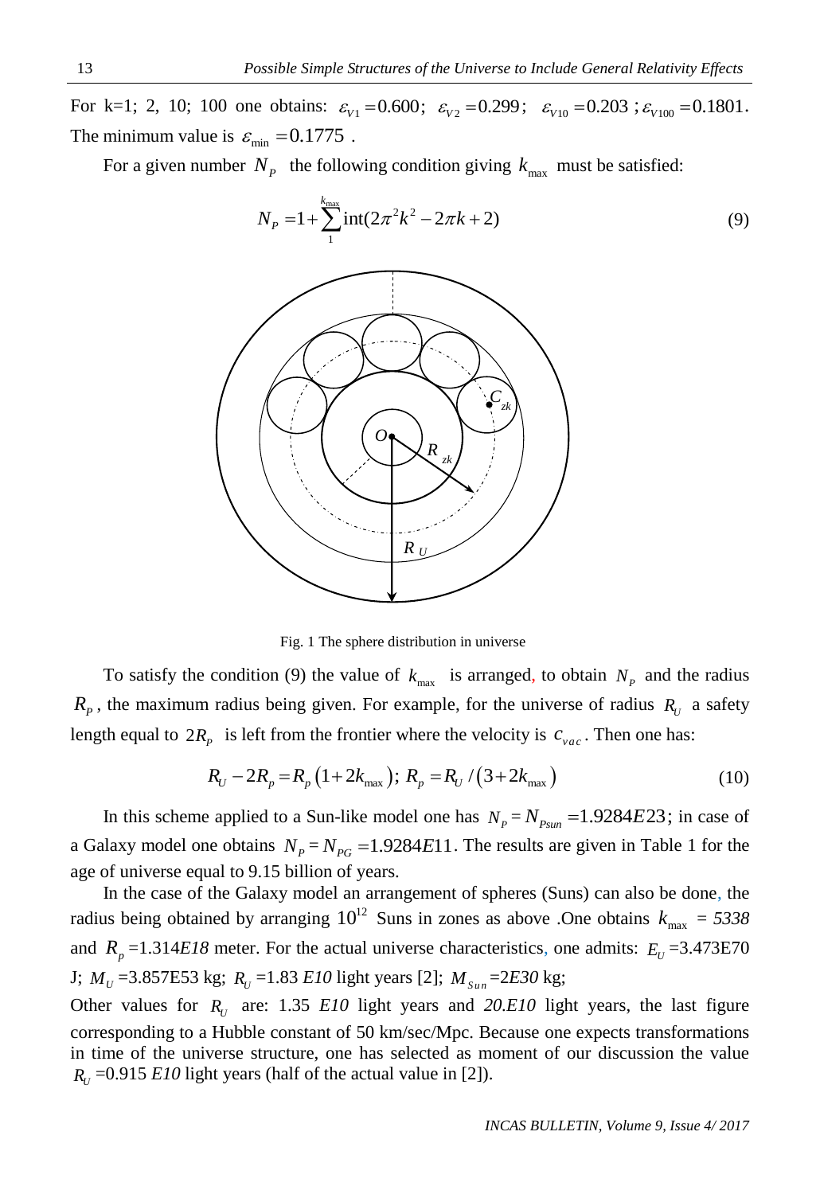For k=1; 2, 10; 100 one obtains: $\varepsilon_{V1}=0.600$; $\varepsilon_{V2}=0.299$; $\varepsilon_{V10}=0.203$ ; $\varepsilon_{V100}=0.1801$. The minimum value is $\varepsilon_{\min}=0.1775$ .

For a given number $N_P$ the following condition giving $k_{\max}$ must be satisfied:

$$N_P = 1 + \sum_{1}^{k_{\max}} \text{int}(2\pi^2 k^2 - 2\pi k + 2) \tag{9}$$

Fig. 1 The sphere distribution in universe

To satisfy the condition (9) the value of $k_{\max}$ is arranged, to obtain $N_P$ and the radius $R_P$, the maximum radius being given. For example, for the universe of radius $R_U$ a safety length equal to $2R_P$ is left from the frontier where the velocity is $c_{vac}$. Then one has:

$$R_U - 2R_p = R_p\left(1+2k_{\max}\right);\; R_p = R_U / \left(3+2k_{\max}\right) \tag{10}$$

In this scheme applied to a Sun-like model one has $N_P = N_{Psun} = 1.9284E23$; in case of a Galaxy model one obtains $N_P = N_{PG} = 1.9284E11$. The results are given in Table 1 for the age of universe equal to 9.15 billion of years.

In the case of the Galaxy model an arrangement of spheres (Suns) can also be done, the radius being obtained by arranging $10^{12}$ Suns in zones as above .One obtains $k_{\max}$ = *5338* and $R_p$ =1.314*E18* meter. For the actual universe characteristics, one admits: $E_U$ =3.473E70 J; $M_U$ =3.857E53 kg; $R_U$ =1.83 *E10* light years [2]; $M_{Sun}$ =2*E30* kg;

Other values for $R_U$ are: 1.35 *E10* light years and *20.E10* light years, the last figure corresponding to a Hubble constant of 50 km/sec/Mpc. Because one expects transformations in time of the universe structure, one has selected as moment of our discussion the value $R_U$ =0.915 *E10* light years (half of the actual value in [2]).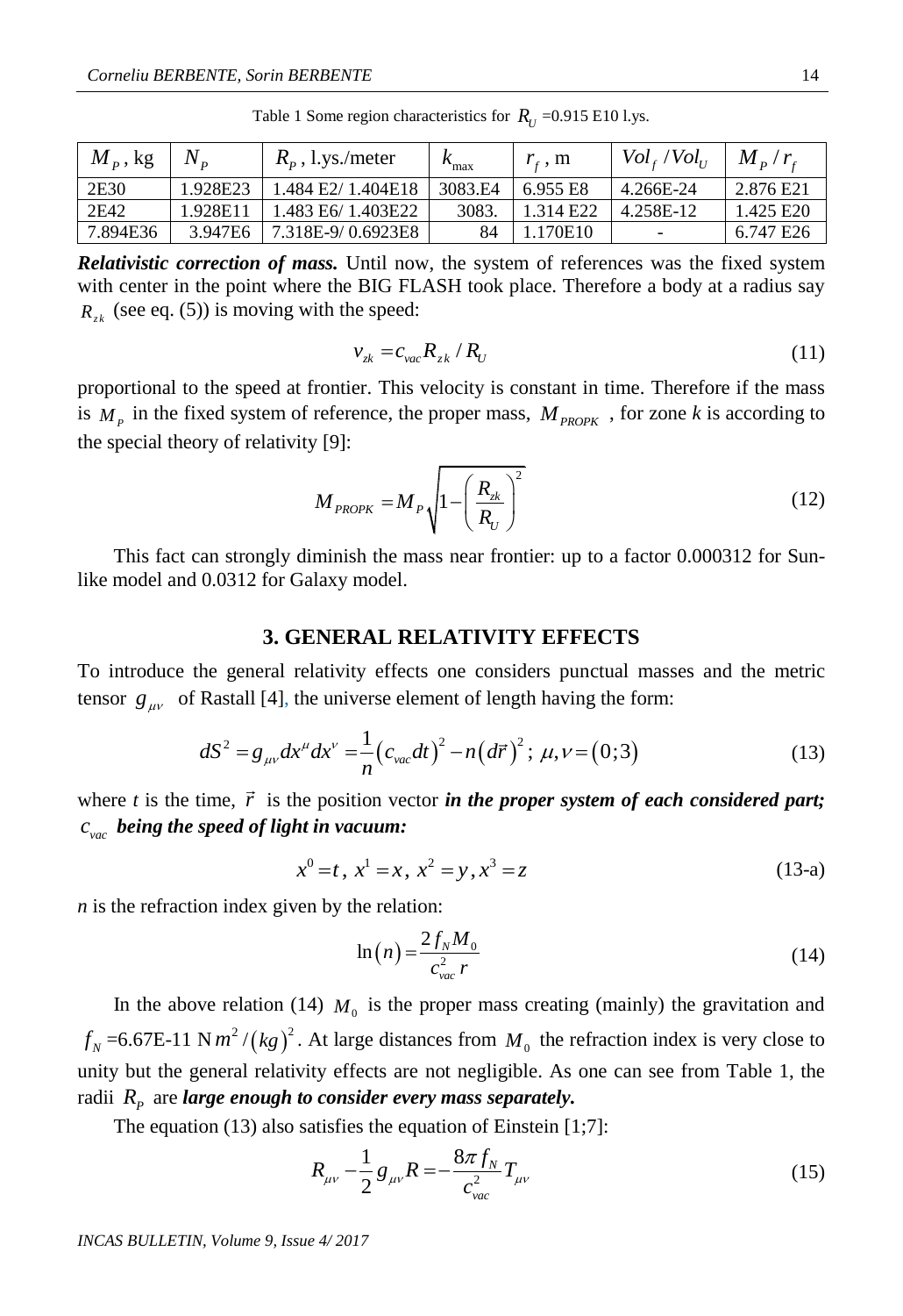Table 1 Some region characteristics for $R_U$ =0.915 E10 l.ys.

| $M_P$, kg | $N_P$ | $R_P$, l.ys./meter | $k_{\max}$ | $r_f$, m | $Vol_f / Vol_U$ | $M_P / r_f$ |
|---|---|---|---|---|---|---|
| 2E30 | 1.928E23 | 1.484 E2/ 1.404E18 | 3083.E4 | 6.955 E8 | 4.266E-24 | 2.876 E21 |
| 2E42 | 1.928E11 | 1.483 E6/ 1.403E22 | 3083. | 1.314 E22 | 4.258E-12 | 1.425 E20 |
| 7.894E36 | 3.947E6 | 7.318E-9/ 0.6923E8 | 84 | 1.170E10 | - | 6.747 E26 |

***Relativistic correction of mass.*** Until now, the system of references was the fixed system with center in the point where the BIG FLASH took place. Therefore a body at a radius say $R_{zk}$ (see eq. (5)) is moving with the speed:

$$v_{zk} = c_{vac} R_{zk} / R_U \tag{11}$$

proportional to the speed at frontier. This velocity is constant in time. Therefore if the mass is $M_P$ in the fixed system of reference, the proper mass, $M_{PROPK}$, for zone *k* is according to the special theory of relativity [9]:

$$M_{PROPK} = M_P \sqrt{1 - \left( \frac{R_{zk}}{R_U} \right)^2} \tag{12}$$

This fact can strongly diminish the mass near frontier: up to a factor 0.000312 for Sun-like model and 0.0312 for Galaxy model.

## 3. GENERAL RELATIVITY EFFECTS

To introduce the general relativity effects one considers punctual masses and the metric tensor $g_{\mu\nu}$ of Rastall [4], the universe element of length having the form:

$$dS^2 = g_{\mu\nu} dx^\mu dx^\nu = \frac{1}{n} \left( c_{vac} dt \right)^2 - n \left( d\vec{r} \right)^2 ; \; \mu, \nu = \left( 0;3 \right) \tag{13}$$

where *t* is the time, $\vec{r}$ is the position vector ***in the proper system of each considered part; $c_{vac}$ being the speed of light in vacuum:***

$$x^0 = t, \; x^1 = x, \; x^2 = y, x^3 = z \tag{13-a}$$

*n* is the refraction index given by the relation:

$$\ln(n) = \frac{2 f_N M_0}{c_{vac}^2 \, r} \tag{14}$$

In the above relation (14) $M_0$ is the proper mass creating (mainly) the gravitation and $f_N$ =6.67E-11 N$m^2 / \left( kg \right)^2$. At large distances from $M_0$ the refraction index is very close to unity but the general relativity effects are not negligible. As one can see from Table 1, the radii $R_P$ are ***large enough to consider every mass separately.***

The equation (13) also satisfies the equation of Einstein [1;7]:

$$R_{\mu\nu} - \frac{1}{2} g_{\mu\nu} R = -\frac{8\pi f_N}{c_{vac}^2} T_{\mu\nu} \tag{15}$$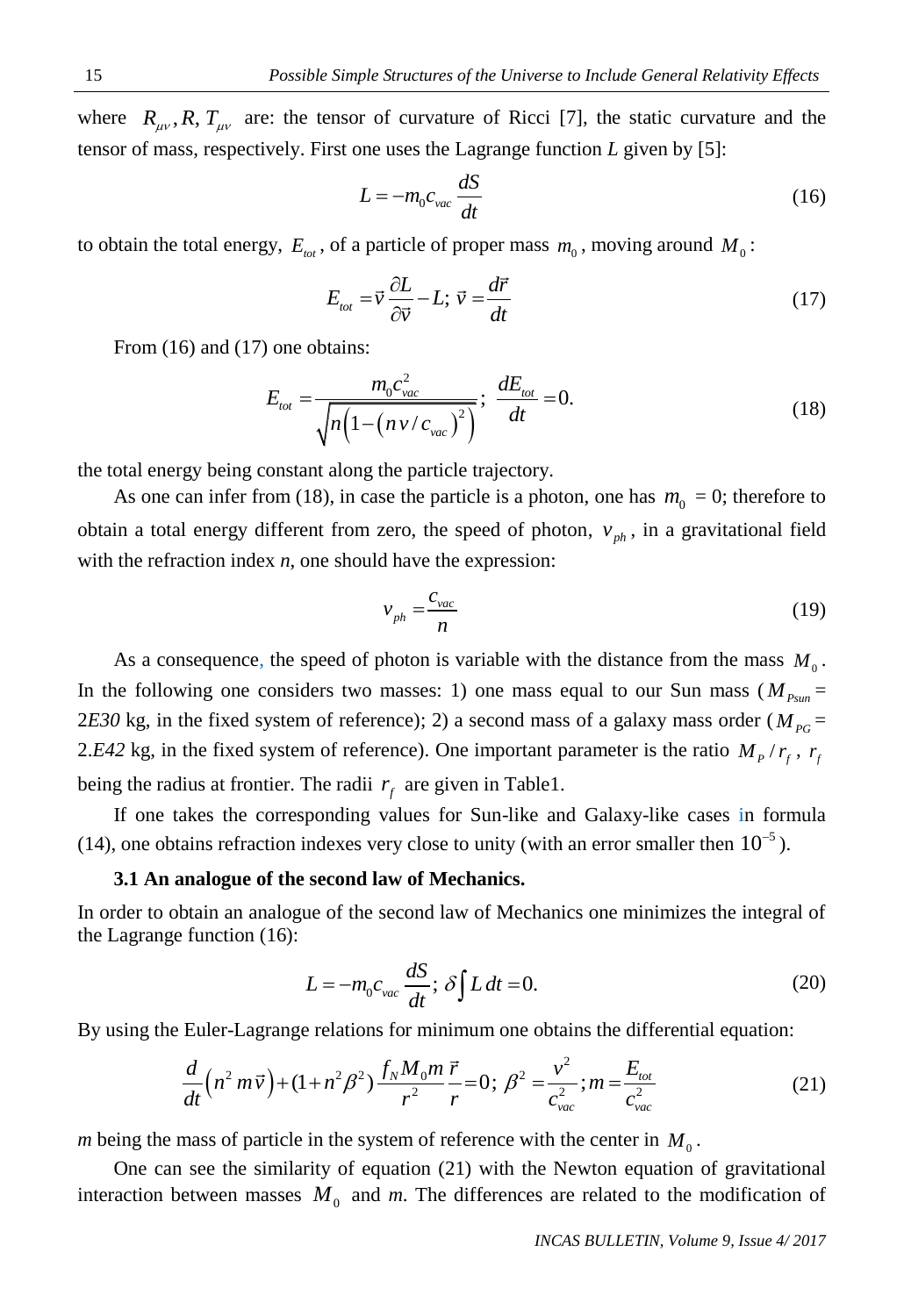where $R_{\mu\nu}, R, T_{\mu\nu}$ are: the tensor of curvature of Ricci [7], the static curvature and the tensor of mass, respectively. First one uses the Lagrange function *L* given by [5]:

$$L = -m_0 c_{vac} \frac{dS}{dt} \tag{16}$$

to obtain the total energy, $E_{tot}$, of a particle of proper mass $m_0$, moving around $M_0$:

$$E_{tot} = \vec{v}\frac{\partial L}{\partial \vec{v}} - L;\ \vec{v} = \frac{d\vec{r}}{dt} \tag{17}$$

From (16) and (17) one obtains:

$$E_{tot} = \frac{m_0 c_{vac}^2}{\sqrt{n\left(1-\left(n\,v/c_{vac}\right)^2\right)}};\ \frac{dE_{tot}}{dt} = 0. \tag{18}$$

the total energy being constant along the particle trajectory.

As one can infer from (18), in case the particle is a photon, one has $m_0 = 0$; therefore to obtain a total energy different from zero, the speed of photon, $v_{ph}$, in a gravitational field with the refraction index *n*, one should have the expression:

$$v_{ph} = \frac{c_{vac}}{n} \tag{19}$$

As a consequence, the speed of photon is variable with the distance from the mass $M_0$. In the following one considers two masses: 1) one mass equal to our Sun mass ($M_{Psun}$ = 2*E30* kg, in the fixed system of reference); 2) a second mass of a galaxy mass order ($M_{PG}$ = 2.*E42* kg, in the fixed system of reference). One important parameter is the ratio $M_P / r_f$, $r_f$ being the radius at frontier. The radii $r_f$ are given in Table1.

If one takes the corresponding values for Sun-like and Galaxy-like cases in formula (14), one obtains refraction indexes very close to unity (with an error smaller then $10^{-5}$).

### 3.1 An analogue of the second law of Mechanics.

In order to obtain an analogue of the second law of Mechanics one minimizes the integral of the Lagrange function (16):

$$L = -m_0 c_{vac} \frac{dS}{dt};\ \delta\int L\,dt = 0. \tag{20}$$

By using the Euler-Lagrange relations for minimum one obtains the differential equation:

$$\frac{d}{dt}\left(n^2\, m\vec{v}\right) + (1+n^2\beta^2)\frac{f_N M_0 m}{r^2}\frac{\vec{r}}{r} = 0;\ \beta^2 = \frac{v^2}{c_{vac}^2}; m = \frac{E_{tot}}{c_{vac}^2} \tag{21}$$

*m* being the mass of particle in the system of reference with the center in $M_0$.

One can see the similarity of equation (21) with the Newton equation of gravitational interaction between masses $M_0$ and *m*. The differences are related to the modification of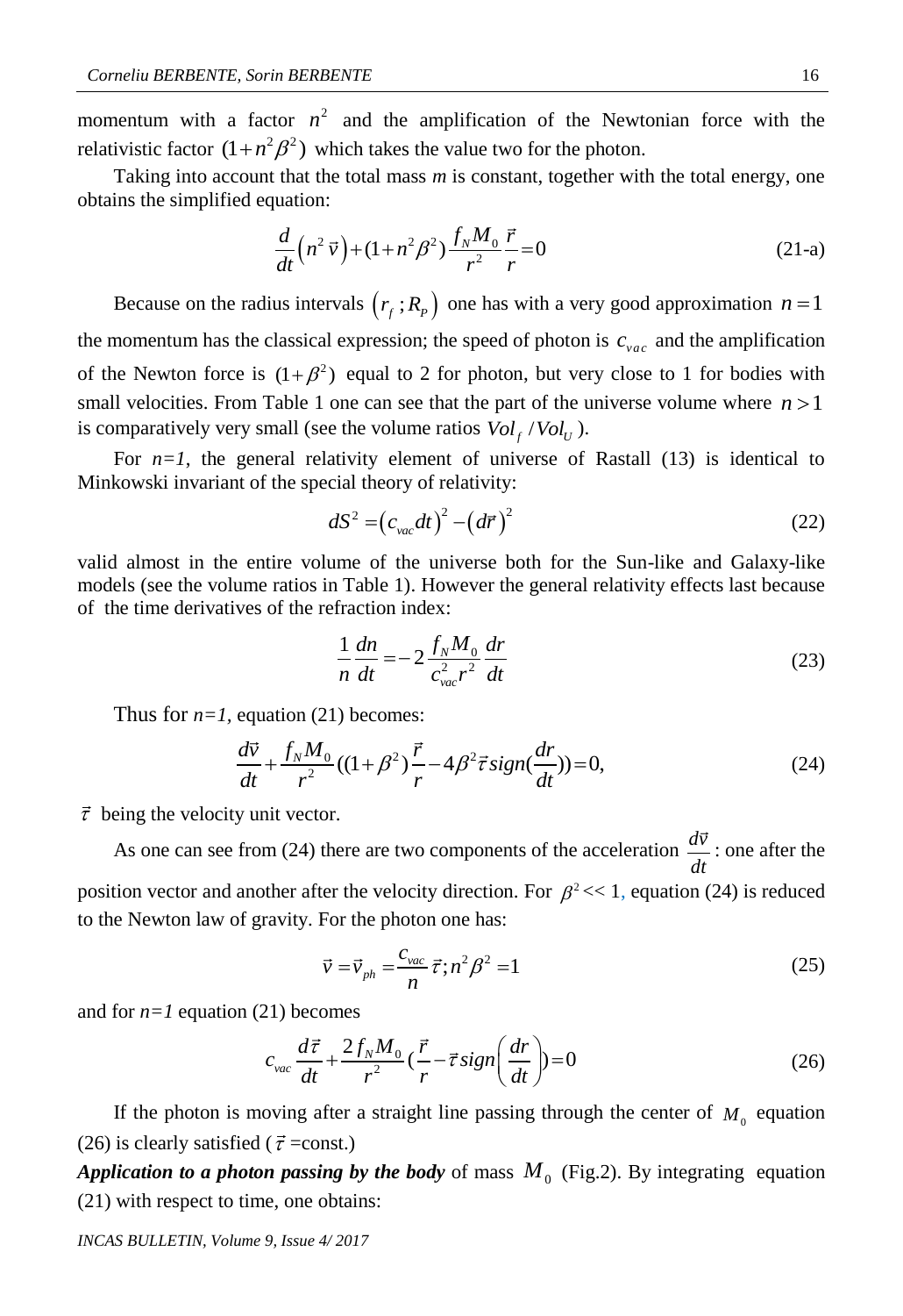momentum with a factor $n^2$ and the amplification of the Newtonian force with the relativistic factor $(1+n^2\beta^2)$ which takes the value two for the photon.

Taking into account that the total mass *m* is constant, together with the total energy, one obtains the simplified equation:

$$\frac{d}{dt}\left(n^2\,\vec{v}\right)+(1+n^2\beta^2)\frac{f_N M_0}{r^2}\frac{\vec{r}}{r}=0 \tag{21-a}$$

Because on the radius intervals $\left(r_f\,;R_P\right)$ one has with a very good approximation $n=1$ the momentum has the classical expression; the speed of photon is $c_{vac}$ and the amplification of the Newton force is $(1+\beta^2)$ equal to 2 for photon, but very close to 1 for bodies with small velocities. From Table 1 one can see that the part of the universe volume where $n>1$ is comparatively very small (see the volume ratios $Vol_f\,/Vol_U$).

For $n=1$, the general relativity element of universe of Rastall (13) is identical to Minkowski invariant of the special theory of relativity:

$$dS^2=\left(c_{vac}dt\right)^2-\left(d\vec{r}\right)^2 \tag{22}$$

valid almost in the entire volume of the universe both for the Sun-like and Galaxy-like models (see the volume ratios in Table 1). However the general relativity effects last because of the time derivatives of the refraction index:

$$\frac{1}{n}\frac{dn}{dt}=-2\frac{f_N M_0}{c_{vac}^2 r^2}\frac{dr}{dt} \tag{23}$$

Thus for $n=1$, equation (21) becomes:

$$\frac{d\vec{v}}{dt}+\frac{f_N M_0}{r^2}((1+\beta^2)\frac{\vec{r}}{r}-4\beta^2\vec{\tau}\,sign(\frac{dr}{dt}))=0, \tag{24}$$

$\vec{\tau}$ being the velocity unit vector.

As one can see from (24) there are two components of the acceleration $\frac{d\vec{v}}{dt}$ : one after the position vector and another after the velocity direction. For $\beta^2 << 1$, equation (24) is reduced to the Newton law of gravity. For the photon one has:

$$\vec{v}=\vec{v}_{ph}=\frac{c_{vac}}{n}\vec{\tau};n^2\beta^2=1 \tag{25}$$

and for $n=1$ equation (21) becomes

$$c_{vac}\frac{d\vec{\tau}}{dt}+\frac{2f_N M_0}{r^2}(\frac{\vec{r}}{r}-\vec{\tau}\,sign\left(\frac{dr}{dt}\right))=0 \tag{26}$$

If the photon is moving after a straight line passing through the center of $M_0$ equation (26) is clearly satisfied ($\vec{\tau}$ =const.)

***Application to a photon passing by the body*** of mass $M_0$ (Fig.2). By integrating equation (21) with respect to time, one obtains: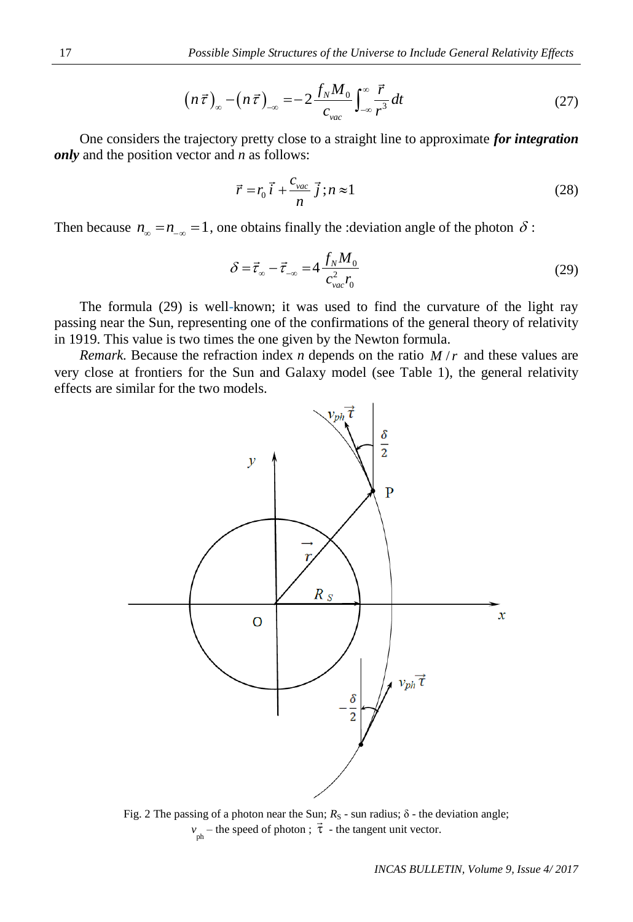$$\left(n\vec{\tau}\right)_{\infty}-\left(n\vec{\tau}\right)_{-\infty}=-2\frac{f_N M_0}{c_{vac}}\int_{-\infty}^{\infty}\frac{\vec{r}}{r^3}dt \tag{27}$$

One considers the trajectory pretty close to a straight line to approximate ***for integration only*** and the position vector and *n* as follows:

$$\vec{r}=r_0\vec{i}+\frac{c_{vac}}{n}\vec{j};n\approx 1 \tag{28}$$

Then because $n_{\infty}=n_{-\infty}=1$, one obtains finally the :deviation angle of the photon $\delta$ :

$$\delta=\vec{\tau}_{\infty}-\vec{\tau}_{-\infty}=4\frac{f_N M_0}{c_{vac}^2 r_0} \tag{29}$$

The formula (29) is well-known; it was used to find the curvature of the light ray passing near the Sun, representing one of the confirmations of the general theory of relativity in 1919. This value is two times the one given by the Newton formula.

*Remark.* Because the refraction index *n* depends on the ratio $M/r$ and these values are very close at frontiers for the Sun and Galaxy model (see Table 1), the general relativity effects are similar for the two models.

Fig. 2 The passing of a photon near the Sun; $R_S$ - sun radius; $\delta$ - the deviation angle; $v_{ph}$ – the speed of photon ; $\vec{\tau}$ - the tangent unit vector.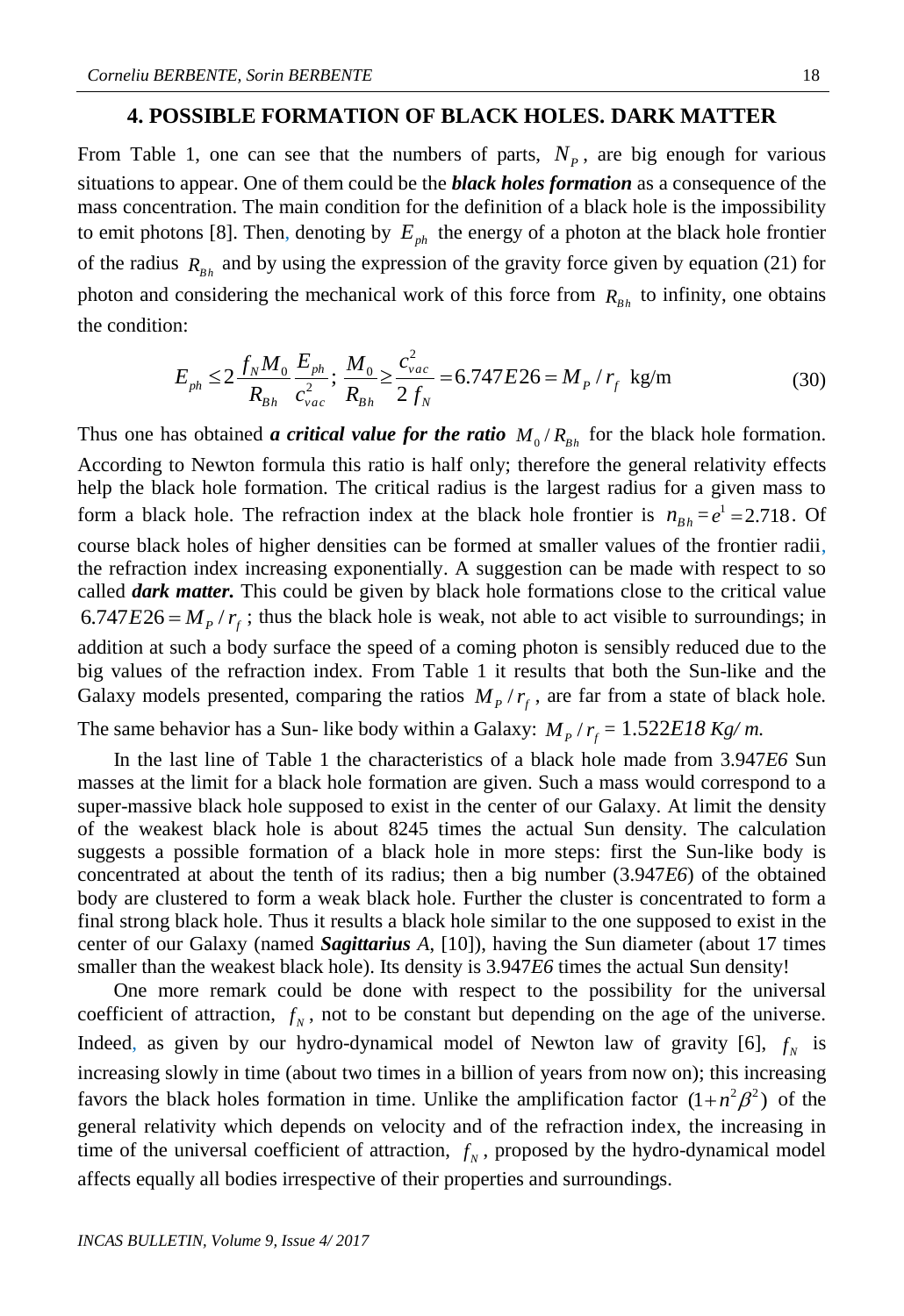## 4. POSSIBLE FORMATION OF BLACK HOLES. DARK MATTER

From Table 1, one can see that the numbers of parts, $N_P$, are big enough for various situations to appear. One of them could be the ***black holes formation*** as a consequence of the mass concentration. The main condition for the definition of a black hole is the impossibility to emit photons [8]. Then, denoting by $E_{ph}$ the energy of a photon at the black hole frontier of the radius $R_{Bh}$ and by using the expression of the gravity force given by equation (21) for photon and considering the mechanical work of this force from $R_{Bh}$ to infinity, one obtains the condition:

$$E_{ph} \leq 2\frac{f_N M_0}{R_{Bh}}\frac{E_{ph}}{c_{vac}^2};\ \frac{M_0}{R_{Bh}} \geq \frac{c_{vac}^2}{2\,f_N} = 6.747E26 = M_P / r_f \text{ kg/m} \tag{30}$$

Thus one has obtained ***a critical value for the ratio*** $M_0 / R_{Bh}$ for the black hole formation. According to Newton formula this ratio is half only; therefore the general relativity effects help the black hole formation. The critical radius is the largest radius for a given mass to form a black hole. The refraction index at the black hole frontier is $n_{Bh} = e^1 = 2.718$. Of course black holes of higher densities can be formed at smaller values of the frontier radii, the refraction index increasing exponentially. A suggestion can be made with respect to so called ***dark matter.*** This could be given by black hole formations close to the critical value $6.747E26 = M_P / r_f$; thus the black hole is weak, not able to act visible to surroundings; in addition at such a body surface the speed of a coming photon is sensibly reduced due to the big values of the refraction index. From Table 1 it results that both the Sun-like and the Galaxy models presented, comparing the ratios $M_P / r_f$, are far from a state of black hole. The same behavior has a Sun- like body within a Galaxy: $M_P / r_f = 1.522E18$ *Kg/ m.*

In the last line of Table 1 the characteristics of a black hole made from 3.947*E6* Sun masses at the limit for a black hole formation are given. Such a mass would correspond to a super-massive black hole supposed to exist in the center of our Galaxy. At limit the density of the weakest black hole is about 8245 times the actual Sun density. The calculation suggests a possible formation of a black hole in more steps: first the Sun-like body is concentrated at about the tenth of its radius; then a big number (3.947*E6*) of the obtained body are clustered to form a weak black hole. Further the cluster is concentrated to form a final strong black hole. Thus it results a black hole similar to the one supposed to exist in the center of our Galaxy (named ***Sagittarius*** *A*, [10]), having the Sun diameter (about 17 times smaller than the weakest black hole). Its density is 3.947*E6* times the actual Sun density!

One more remark could be done with respect to the possibility for the universal coefficient of attraction, $f_N$, not to be constant but depending on the age of the universe. Indeed, as given by our hydro-dynamical model of Newton law of gravity [6], $f_N$ is increasing slowly in time (about two times in a billion of years from now on); this increasing favors the black holes formation in time. Unlike the amplification factor $(1+n^2\beta^2)$ of the general relativity which depends on velocity and of the refraction index, the increasing in time of the universal coefficient of attraction, $f_N$, proposed by the hydro-dynamical model affects equally all bodies irrespective of their properties and surroundings.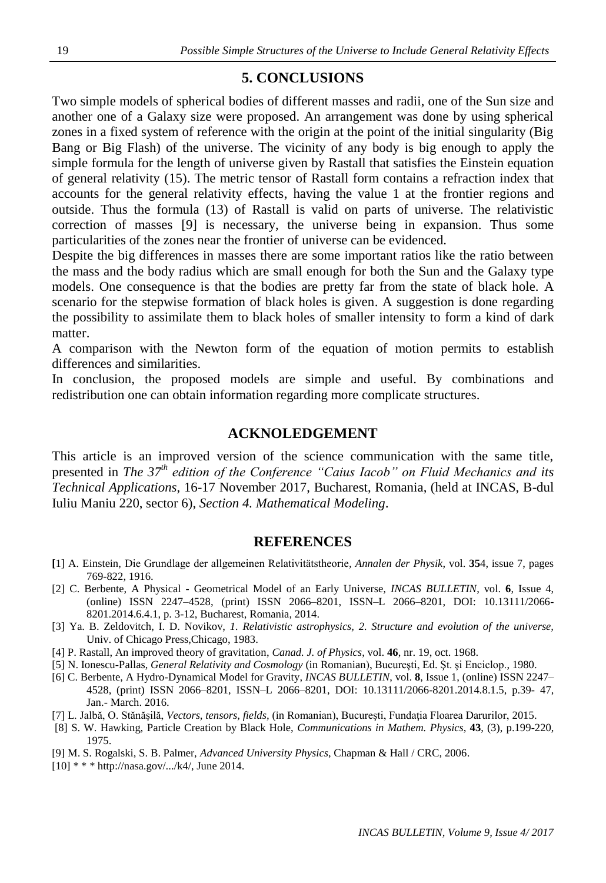## 5. CONCLUSIONS

Two simple models of spherical bodies of different masses and radii, one of the Sun size and another one of a Galaxy size were proposed. An arrangement was done by using spherical zones in a fixed system of reference with the origin at the point of the initial singularity (Big Bang or Big Flash) of the universe. The vicinity of any body is big enough to apply the simple formula for the length of universe given by Rastall that satisfies the Einstein equation of general relativity (15). The metric tensor of Rastall form contains a refraction index that accounts for the general relativity effects, having the value 1 at the frontier regions and outside. Thus the formula (13) of Rastall is valid on parts of universe. The relativistic correction of masses [9] is necessary, the universe being in expansion. Thus some particularities of the zones near the frontier of universe can be evidenced.

Despite the big differences in masses there are some important ratios like the ratio between the mass and the body radius which are small enough for both the Sun and the Galaxy type models. One consequence is that the bodies are pretty far from the state of black hole. A scenario for the stepwise formation of black holes is given. A suggestion is done regarding the possibility to assimilate them to black holes of smaller intensity to form a kind of dark matter.

A comparison with the Newton form of the equation of motion permits to establish differences and similarities.

In conclusion, the proposed models are simple and useful. By combinations and redistribution one can obtain information regarding more complicate structures.

## ACKNOLEDGEMENT

This article is an improved version of the science communication with the same title, presented in *The 37th edition of the Conference "Caius Iacob" on Fluid Mechanics and its Technical Applications*, 16-17 November 2017, Bucharest, Romania, (held at INCAS, B-dul Iuliu Maniu 220, sector 6), *Section 4. Mathematical Modeling*.

## REFERENCES

[1] A. Einstein, Die Grundlage der allgemeinen Relativitätstheorie, *Annalen der Physik*, vol. **35**4, issue 7, pages 769-822, 1916.

[2] C. Berbente, A Physical - Geometrical Model of an Early Universe, *INCAS BULLETIN*, vol. **6**, Issue 4, (online) ISSN 2247–4528, (print) ISSN 2066–8201, ISSN–L 2066–8201, DOI: 10.13111/2066-8201.2014.6.4.1, p. 3-12, Bucharest, Romania, 2014.

[3] Ya. B. Zeldovitch, I. D. Novikov, *1. Relativistic astrophysics, 2. Structure and evolution of the universe,* Univ. of Chicago Press,Chicago, 1983.

[4] P. Rastall, An improved theory of gravitation, *Canad. J. of Physics*, vol. **46**, nr. 19, oct. 1968.

[5] N. Ionescu-Pallas, *General Relativity and Cosmology* (in Romanian), Bucureşti, Ed. Şt. şi Enciclop., 1980.

[6] C. Berbente, A Hydro-Dynamical Model for Gravity, *INCAS BULLETIN*, vol. **8**, Issue 1, (online) ISSN 2247–4528, (print) ISSN 2066–8201, ISSN–L 2066–8201, DOI: 10.13111/2066-8201.2014.8.1.5, p.39- 47, Jan.- March. 2016.

[7] L. Jalbă, O. Stănăşilă, *Vectors, tensors, fields,* (in Romanian), Bucureşti, Fundaţia Floarea Darurilor, 2015.

[8] S. W. Hawking, Particle Creation by Black Hole, *Communications in Mathem. Physics*, **43**, (3), p.199-220, 1975.

[9] M. S. Rogalski, S. B. Palmer, *Advanced University Physics*, Chapman & Hall / CRC, 2006.

[10] * * * http://nasa.gov/.../k4/, June 2014.